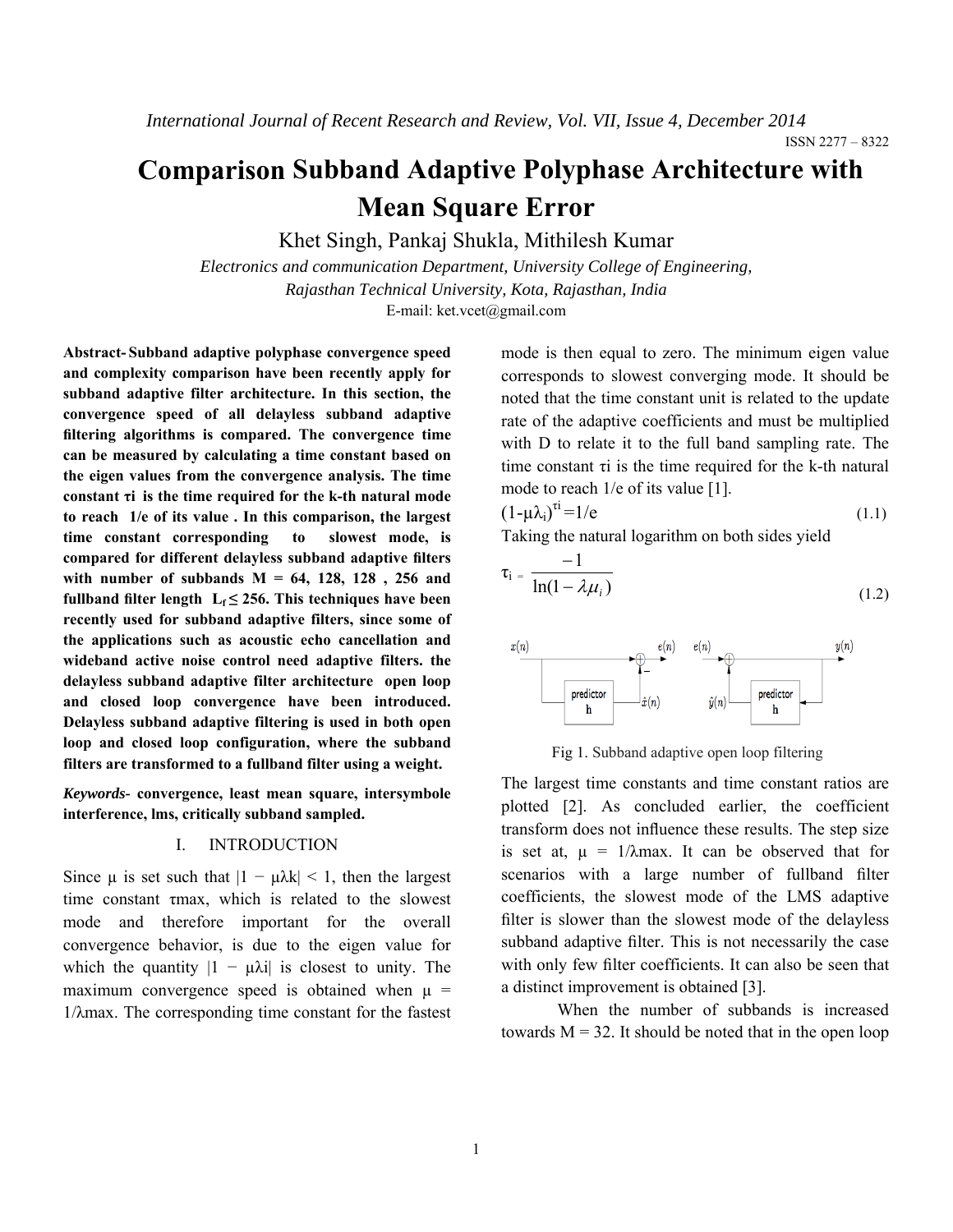# Comparison Subband Adaptive Polyphase Architecture with Mean Square Error

Khet Singh, Pankaj Shukla, Mithilesh Kumar

*Electronics and communication Department, University College of Engineering, Rajasthan Technical University, Kota, Rajasthan, India*

E-mail: ket.vcet@gmail.com

**Abstract-** **Subband adaptive polyphase convergence speed and complexity comparison have been recently apply for subband adaptive filter architecture. In this section, the convergence speed of all delayless subband adaptive filtering algorithms is compared. The convergence time can be measured by calculating a time constant based on the eigen values from the convergence analysis. The time constant τi is the time required for the k-th natural mode to reach 1/e of its value . In this comparison, the largest time constant corresponding to slowest mode, is compared for different delayless subband adaptive filters with number of subbands M = 64, 128, 128 , 256 and fullband filter length $L_f \leq 256$. This techniques have been recently used for subband adaptive filters, since some of the applications such as acoustic echo cancellation and wideband active noise control need adaptive filters. the delayless subband adaptive filter architecture open loop and closed loop convergence have been introduced. Delayless subband adaptive filtering is used in both open loop and closed loop configuration, where the subband filters are transformed to a fullband filter using a weight.**

***Keywords-*** **convergence, least mean square, intersymbole interference, lms, critically subband sampled.**

## I. INTRODUCTION

Since μ is set such that $|1 - \mu\lambda k| < 1$, then the largest time constant $\tau max$, which is related to the slowest mode and therefore important for the overall convergence behavior, is due to the eigen value for which the quantity $|1 - \mu\lambda i|$ is closest to unity. The maximum convergence speed is obtained when $\mu = 1/\lambda max$. The corresponding time constant for the fastest mode is then equal to zero. The minimum eigen value corresponds to slowest converging mode. It should be noted that the time constant unit is related to the update rate of the adaptive coefficients and must be multiplied with D to relate it to the full band sampling rate. The time constant τi is the time required for the k-th natural mode to reach 1/e of its value [1].

$$(1-\mu\lambda_i)^{\tau i} = 1/e \tag{1.1}$$

Taking the natural logarithm on both sides yield

$$\tau_i = \frac{-1}{\ln(1-\lambda\mu_i)} \tag{1.2}$$

Fig 1. Subband adaptive open loop filtering

The largest time constants and time constant ratios are plotted [2]. As concluded earlier, the coefficient transform does not influence these results. The step size is set at, $\mu = 1/\lambda max$. It can be observed that for scenarios with a large number of fullband filter coefficients, the slowest mode of the LMS adaptive filter is slower than the slowest mode of the delayless subband adaptive filter. This is not necessarily the case with only few filter coefficients. It can also be seen that a distinct improvement is obtained [3].

When the number of subbands is increased towards M = 32. It should be noted that in the open loop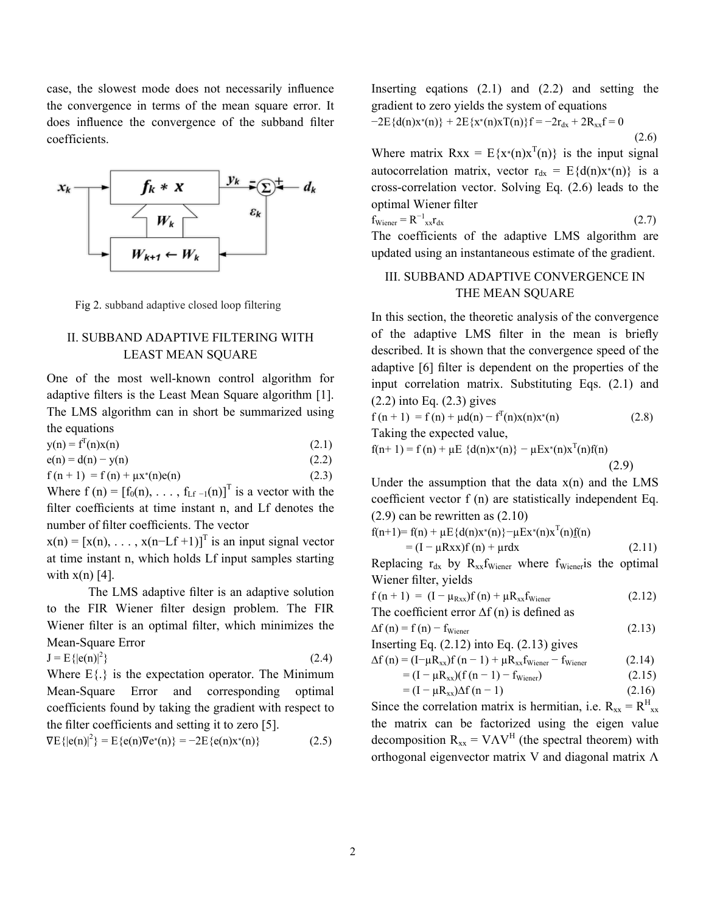case, the slowest mode does not necessarily influence the convergence in terms of the mean square error. It does influence the convergence of the subband filter coefficients.

Fig 2. subband adaptive closed loop filtering

## II. SUBBAND ADAPTIVE FILTERING WITH LEAST MEAN SQUARE

One of the most well-known control algorithm for adaptive filters is the Least Mean Square algorithm [1]. The LMS algorithm can in short be summarized using the equations

$$y(n) = f^T(n)x(n) \quad (2.1)$$

$$e(n) = d(n) - y(n) \quad (2.2)$$

$$f(n+1) = f(n) + \mu x^*(n)e(n) \quad (2.3)$$

Where $f(n) = [f_0(n), \ldots, f_{Lf-1}(n)]^T$ is a vector with the filter coefficients at time instant n, and Lf denotes the number of filter coefficients. The vector $x(n) = [x(n), \ldots, x(n-Lf+1)]^T$ is an input signal vector at time instant n, which holds Lf input samples starting with x(n) [4].

The LMS adaptive filter is an adaptive solution to the FIR Wiener filter design problem. The FIR Wiener filter is an optimal filter, which minimizes the Mean-Square Error

$$J = E\{|e(n)|^2\} \quad (2.4)$$

Where E{.} is the expectation operator. The Minimum Mean-Square Error and corresponding optimal coefficients found by taking the gradient with respect to the filter coefficients and setting it to zero [5].

$$\nabla E\{|e(n)|^2\} = E\{e(n)\nabla e^*(n)\} = -2E\{e(n)x^*(n)\} \quad (2.5)$$

Inserting eqations (2.1) and (2.2) and setting the gradient to zero yields the system of equations

$$-2E\{d(n)x^*(n)\} + 2E\{x^*(n)xT(n)\}f = -2r_{dx} + 2R_{xx}f = 0 \quad (2.6)$$

Where matrix $Rxx = E\{x^*(n)x^T(n)\}$ is the input signal autocorrelation matrix, vector $r_{dx} = E\{d(n)x^*(n)\}$ is a cross-correlation vector. Solving Eq. (2.6) leads to the optimal Wiener filter

$$f_{Wiener} = R^{-1}_{xx}r_{dx} \quad (2.7)$$

The coefficients of the adaptive LMS algorithm are updated using an instantaneous estimate of the gradient.

## III. SUBBAND ADAPTIVE CONVERGENCE IN THE MEAN SQUARE

In this section, the theoretic analysis of the convergence of the adaptive LMS filter in the mean is briefly described. It is shown that the convergence speed of the adaptive [6] filter is dependent on the properties of the input correlation matrix. Substituting Eqs. (2.1) and (2.2) into Eq. (2.3) gives

$$f(n+1) = f(n) + \mu d(n) - f^T(n)x(n)x^*(n) \quad (2.8)$$

Taking the expected value,

$$f(n+1) = f(n) + \mu E\{d(n)x^*(n)\} - \mu Ex^*(n)x^T(n)f(n) \quad (2.9)$$

Under the assumption that the data x(n) and the LMS coefficient vector f (n) are statistically independent Eq. (2.9) can be rewritten as (2.10)

$$f(n+1) = f(n) + \mu E\{d(n)x^*(n)\} - \mu Ex^*(n)x^T(n)\underline{f}(n)$$

$$= (I - \mu Rxx)f(n) + \mu rdx \quad (2.11)$$

Replacing $r_{dx}$ by $R_{xx}f_{Wiener}$ where $f_{Wiener}$is the optimal Wiener filter, yields

$$f(n+1) = (I - \mu_{Rxx})f(n) + \mu R_{xx}f_{Wiener} \quad (2.12)$$

The coefficient error $\Delta f(n)$ is defined as

$$\Delta f(n) = f(n) - f_{Wiener} \quad (2.13)$$

Inserting Eq. (2.12) into Eq. (2.13) gives

$$\Delta f(n) = (I - \mu R_{xx})f(n-1) + \mu R_{xx}f_{Wiener} - f_{Wiener} \quad (2.14)$$

$$= (I - \mu R_{xx})(f(n-1) - f_{Wiener}) \quad (2.15)$$

$$= (I - \mu R_{xx})\Delta f(n-1) \quad (2.16)$$

Since the correlation matrix is hermitian, i.e. $R_{xx} = R^H_{xx}$ the matrix can be factorized using the eigen value decomposition $R_{xx} = V\Lambda V^H$ (the spectral theorem) with orthogonal eigenvector matrix V and diagonal matrix $\Lambda$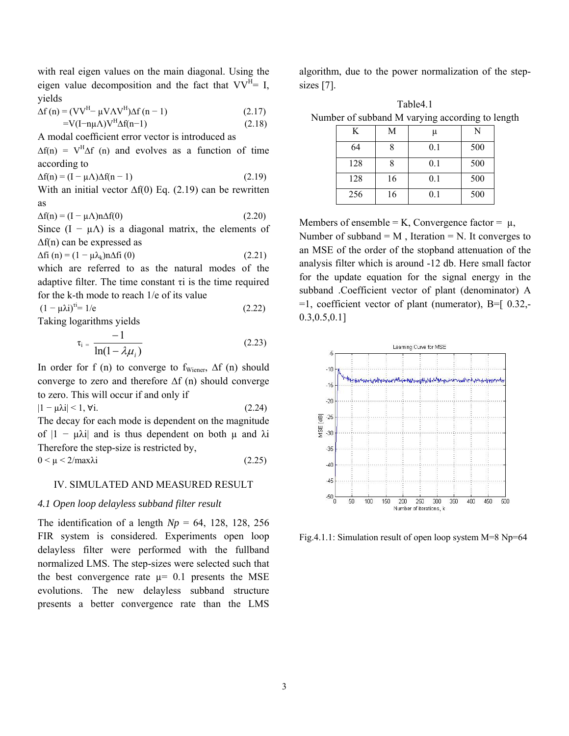with real eigen values on the main diagonal. Using the eigen value decomposition and the fact that $VV^H = I$, yields

$$\Delta f(n) = (VV^H - \mu V\Lambda V^H)\Delta f(n-1) \quad (2.17)$$

$$= V(I - n\mu\Lambda)V^H \Delta f(n-1) \quad (2.18)$$

A modal coefficient error vector is introduced as $\Delta f(n) = V^H \Delta f(n)$ and evolves as a function of time according to

$$\Delta f(n) = (I - \mu\Lambda)\Delta f(n-1) \quad (2.19)$$

With an initial vector $\Delta f(0)$ Eq. (2.19) can be rewritten as

$$\Delta f(n) = (I - \mu\Lambda)n\Delta f(0) \quad (2.20)$$

Since $(I - \mu\Lambda)$ is a diagonal matrix, the elements of $\Delta f(n)$ can be expressed as

$$\Delta fi(n) = (1 - \mu\lambda_k)n\Delta fi(0) \quad (2.21)$$

which are referred to as the natural modes of the adaptive filter. The time constant $\tau i$ is the time required for the k-th mode to reach 1/e of its value

$$(1 - \mu\lambda i)^{\tau i} = 1/e \quad (2.22)$$

Taking logarithms yields

$$\tau_i = \frac{-1}{\ln(1 - \lambda\mu_i)} \quad (2.23)$$

In order for f (n) to converge to $f_{Wiener}$, $\Delta f(n)$ should converge to zero and therefore $\Delta f(n)$ should converge to zero. This will occur if and only if

$$|1 - \mu\lambda i| < 1, \forall i. \quad (2.24)$$

The decay for each mode is dependent on the magnitude of $|1 - \mu\lambda i|$ and is thus dependent on both $\mu$ and $\lambda i$ Therefore the step-size is restricted by,

$$0 < \mu < 2/\max\lambda i \quad (2.25)$$

## IV. SIMULATED AND MEASURED RESULT

### *4.1 Open loop delayless subband filter result*

The identification of a length *Np* = 64, 128, 128, 256 FIR system is considered. Experiments open loop delayless filter were performed with the fullband normalized LMS. The step-sizes were selected such that the best convergence rate $\mu$= 0.1 presents the MSE evolutions. The new delayless subband structure presents a better convergence rate than the LMS algorithm, due to the power normalization of the step-sizes [7].

Table4.1

Number of subband M varying according to length

| K | M | μ | N |
|---|---|---|---|
| 64 | 8 | 0.1 | 500 |
| 128 | 8 | 0.1 | 500 |
| 128 | 16 | 0.1 | 500 |
| 256 | 16 | 0.1 | 500 |

Members of ensemble = K, Convergence factor = $\mu$, Number of subband = M , Iteration = N. It converges to an MSE of the order of the stopband attenuation of the analysis filter which is around -12 db. Here small factor for the update equation for the signal energy in the subband .Coefficient vector of plant (denominator) A =1, coefficient vector of plant (numerator), B=[ 0.32,-0.3,0.5,0.1]

Learning Curve for MSE

MSE [dB]

-5
-10
-15
-20
-25
-30
-35
-40
-45
-50

0 50 100 150 200 250 300 350 400 450 500

Number of iterations, k

Fig.4.1.1: Simulation result of open loop system M=8 Np=64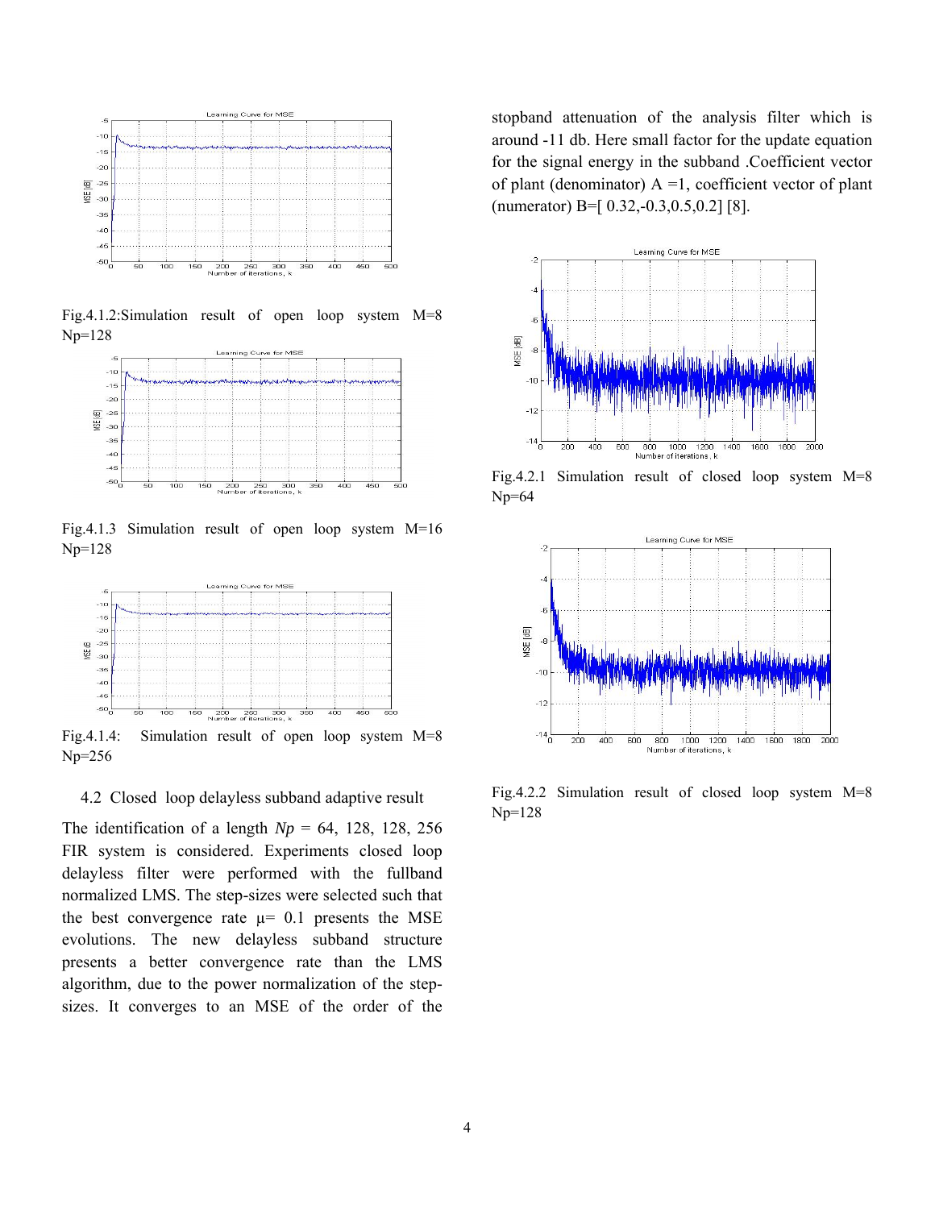Learning Curve for MSE

-5
-10
-15
-20
-25
-30
-35
-40
-45
-50

MSE [dB]

0 50 100 150 200 250 300 350 400 450 500

Number of iterations, k

Fig.4.1.2:Simulation result of open loop system M=8 Np=128

Learning Curve for MSE

-5
-10
-15
-20
-25
-30
-35
-40
-45
-50

MSE [dB]

0 50 100 150 200 250 300 350 400 450 500

Number of iterations, k

Fig.4.1.3 Simulation result of open loop system M=16 Np=128

Learning Curve for MSE

-5
-10
-15
-20
-25
-30
-35
-40
-45
-50

MSE dB

0 50 100 150 200 250 300 350 400 450 500

Number of iterations, k

Fig.4.1.4: Simulation result of open loop system M=8 Np=256

## 4.2 Closed loop delayless subband adaptive result

The identification of a length *Np* = 64, 128, 128, 256 FIR system is considered. Experiments closed loop delayless filter were performed with the fullband normalized LMS. The step-sizes were selected such that the best convergence rate $\mu$= 0.1 presents the MSE evolutions. The new delayless subband structure presents a better convergence rate than the LMS algorithm, due to the power normalization of the step-sizes. It converges to an MSE of the order of the stopband attenuation of the analysis filter which is around -11 db. Here small factor for the update equation for the signal energy in the subband .Coefficient vector of plant (denominator) A =1, coefficient vector of plant (numerator) B=[ 0.32,-0.3,0.5,0.2] [8].

Learning Curve for MSE

-2
-4
-6
-8
-10
-12
-14

MSE [dB]

0 200 400 600 800 1000 1200 1400 1600 1800 2000

Number of iterations, k

Fig.4.2.1 Simulation result of closed loop system M=8 Np=64

Learning Curve for MSE

-2
-4
-6
-8
-10
-12
-14

MSE [dB]

0 200 400 600 800 1000 1200 1400 1600 1800 2000

Number of iterations, k

Fig.4.2.2 Simulation result of closed loop system M=8 Np=128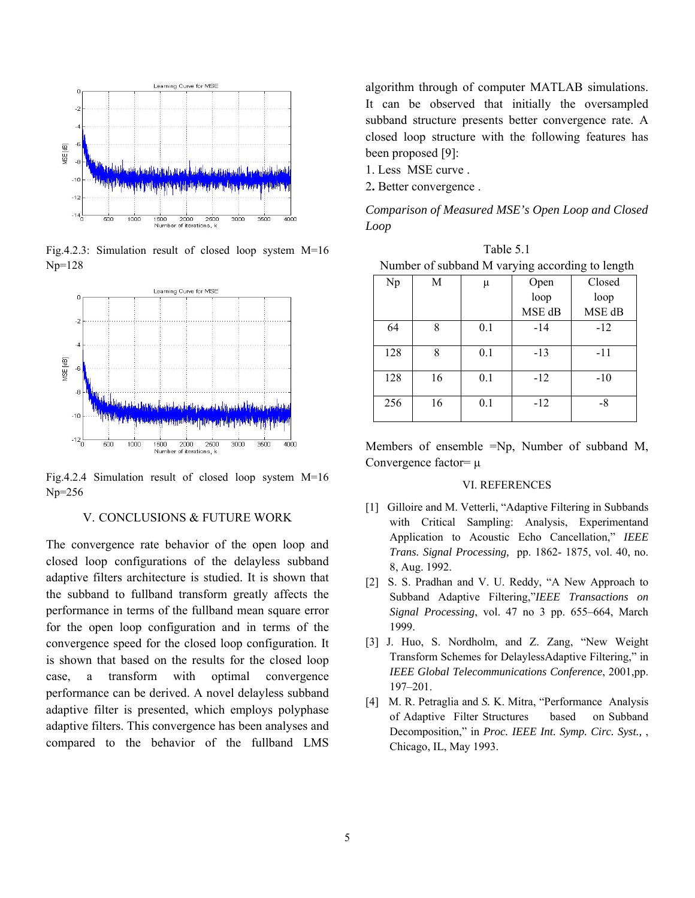Learning Curve for MSE

0
-2
-4
-6
-8
-10
-12
-14

MSE (dB)

0 500 1000 1500 2000 2500 3000 3500 4000

Number of iterations, k

Fig.4.2.3: Simulation result of closed loop system M=16 Np=128

Learning Curve for MSE

0
-2
-4
-6
-8
-10
-12

MSE (dB)

0 500 1000 1500 2000 2500 3000 3500 4000

Number of iterations, k

Fig.4.2.4 Simulation result of closed loop system M=16 Np=256

## V. CONCLUSIONS & FUTURE WORK

The convergence rate behavior of the open loop and closed loop configurations of the delayless subband adaptive filters architecture is studied. It is shown that the subband to fullband transform greatly affects the performance in terms of the fullband mean square error for the open loop configuration and in terms of the convergence speed for the closed loop configuration. It is shown that based on the results for the closed loop case, a transform with optimal convergence performance can be derived. A novel delayless subband adaptive filter is presented, which employs polyphase adaptive filters. This convergence has been analyses and compared to the behavior of the fullband LMS algorithm through of computer MATLAB simulations. It can be observed that initially the oversampled subband structure presents better convergence rate. A closed loop structure with the following features has been proposed [9]:

1. Less MSE curve .
2. Better convergence .

*Comparison of Measured MSE's Open Loop and Closed Loop*

Table 5.1

Number of subband M varying according to length

| Np | M | μ | Open loop MSE dB | Closed loop MSE dB |
|---|---|---|---|---|
| 64 | 8 | 0.1 | -14 | -12 |
| 128 | 8 | 0.1 | -13 | -11 |
| 128 | 16 | 0.1 | -12 | -10 |
| 256 | 16 | 0.1 | -12 | -8 |

Members of ensemble =Np, Number of subband M, Convergence factor= μ

## VI. REFERENCES

[1] Gilloire and M. Vetterli, "Adaptive Filtering in Subbands with Critical Sampling: Analysis, Experimentand Application to Acoustic Echo Cancellation," *IEEE Trans. Signal Processing,* pp. 1862- 1875, vol. 40, no. 8, Aug. 1992.

[2] S. S. Pradhan and V. U. Reddy, "A New Approach to Subband Adaptive Filtering,"*IEEE Transactions on Signal Processing*, vol. 47 no 3 pp. 655–664, March 1999.

[3] J. Huo, S. Nordholm, and Z. Zang, "New Weight Transform Schemes for DelaylessAdaptive Filtering," in *IEEE Global Telecommunications Conference*, 2001,pp. 197–201.

[4] M. R. Petraglia and S. K. Mitra, "Performance Analysis of Adaptive Filter Structures based on Subband Decomposition," in *Proc. IEEE Int. Symp. Circ. Syst.,* , Chicago, IL, May 1993.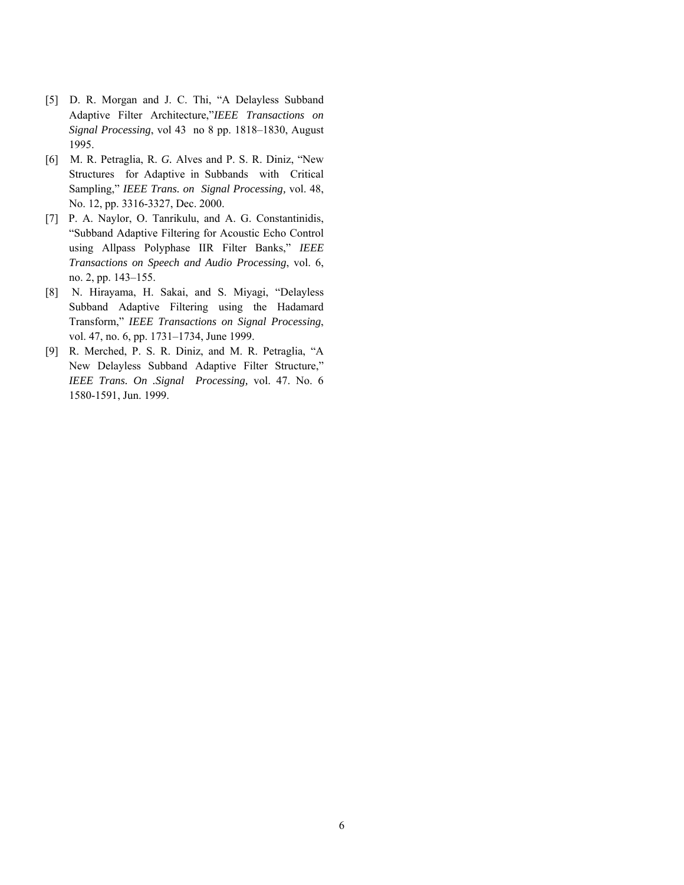[5] D. R. Morgan and J. C. Thi, "A Delayless Subband Adaptive Filter Architecture,"*IEEE Transactions on Signal Processing*, vol 43 no 8 pp. 1818–1830, August 1995.

[6] M. R. Petraglia, R. *G.* Alves and P. S. R. Diniz, "New Structures for Adaptive in Subbands with Critical Sampling," *IEEE Trans. on Signal Processing,* vol. 48, No. 12, pp. 3316-3327, Dec. 2000.

[7] P. A. Naylor, O. Tanrikulu, and A. G. Constantinidis, "Subband Adaptive Filtering for Acoustic Echo Control using Allpass Polyphase IIR Filter Banks," *IEEE Transactions on Speech and Audio Processing*, vol. 6, no. 2, pp. 143–155.

[8] N. Hirayama, H. Sakai, and S. Miyagi, "Delayless Subband Adaptive Filtering using the Hadamard Transform," *IEEE Transactions on Signal Processing*, vol. 47, no. 6, pp. 1731–1734, June 1999.

[9] R. Merched, P. S. R. Diniz, and M. R. Petraglia, "A New Delayless Subband Adaptive Filter Structure," *IEEE Trans. On .Signal Processing,* vol. 47. No. 6 1580-1591, Jun. 1999.